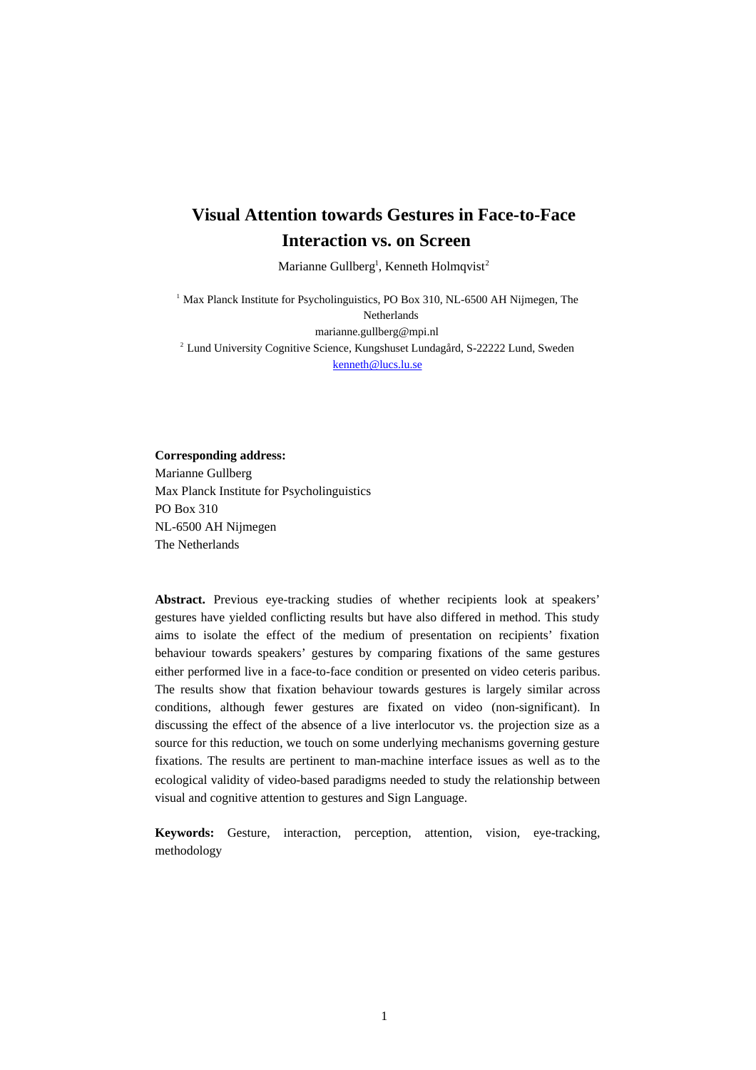# Visual Attention towards Gestures in Face-to-Face Interaction vs. on Screen

Marianne Gullberg[1], Kenneth Holmqvist[2]

[1] Max Planck Institute for Psycholinguistics, PO Box 310, NL-6500 AH Nijmegen, The Netherlands
marianne.gullberg@mpi.nl

[2] Lund University Cognitive Science, Kungshuset Lundagård, S-22222 Lund, Sweden
kenneth@lucs.lu.se

**Corresponding address:**
Marianne Gullberg
Max Planck Institute for Psycholinguistics
PO Box 310
NL-6500 AH Nijmegen
The Netherlands

**Abstract.** Previous eye-tracking studies of whether recipients look at speakers' gestures have yielded conflicting results but have also differed in method. This study aims to isolate the effect of the medium of presentation on recipients' fixation behaviour towards speakers' gestures by comparing fixations of the same gestures either performed live in a face-to-face condition or presented on video ceteris paribus. The results show that fixation behaviour towards gestures is largely similar across conditions, although fewer gestures are fixated on video (non-significant). In discussing the effect of the absence of a live interlocutor vs. the projection size as a source for this reduction, we touch on some underlying mechanisms governing gesture fixations. The results are pertinent to man-machine interface issues as well as to the ecological validity of video-based paradigms needed to study the relationship between visual and cognitive attention to gestures and Sign Language.

**Keywords:** Gesture, interaction, perception, attention, vision, eye-tracking, methodology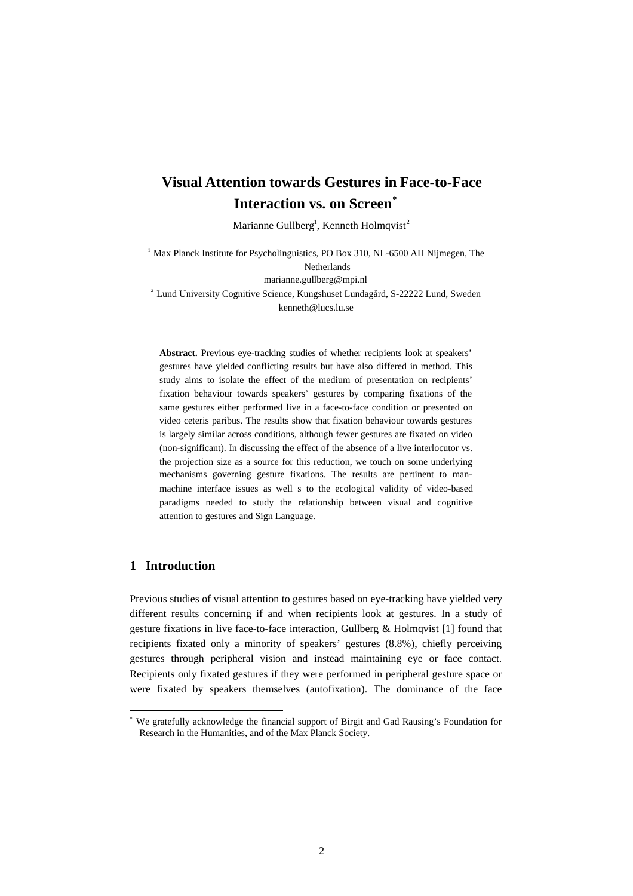# Visual Attention towards Gestures in Face-to-Face Interaction vs. on Screen*

Marianne Gullberg[1], Kenneth Holmqvist[2]

[1] Max Planck Institute for Psycholinguistics, PO Box 310, NL-6500 AH Nijmegen, The Netherlands
marianne.gullberg@mpi.nl
[2] Lund University Cognitive Science, Kungshuset Lundagård, S-22222 Lund, Sweden
kenneth@lucs.lu.se

**Abstract.** Previous eye-tracking studies of whether recipients look at speakers' gestures have yielded conflicting results but have also differed in method. This study aims to isolate the effect of the medium of presentation on recipients' fixation behaviour towards speakers' gestures by comparing fixations of the same gestures either performed live in a face-to-face condition or presented on video ceteris paribus. The results show that fixation behaviour towards gestures is largely similar across conditions, although fewer gestures are fixated on video (non-significant). In discussing the effect of the absence of a live interlocutor vs. the projection size as a source for this reduction, we touch on some underlying mechanisms governing gesture fixations. The results are pertinent to man-machine interface issues as well s to the ecological validity of video-based paradigms needed to study the relationship between visual and cognitive attention to gestures and Sign Language.

## 1 Introduction

Previous studies of visual attention to gestures based on eye-tracking have yielded very different results concerning if and when recipients look at gestures. In a study of gesture fixations in live face-to-face interaction, Gullberg & Holmqvist [1] found that recipients fixated only a minority of speakers' gestures (8.8%), chiefly perceiving gestures through peripheral vision and instead maintaining eye or face contact. Recipients only fixated gestures if they were performed in peripheral gesture space or were fixated by speakers themselves (autofixation). The dominance of the face

* We gratefully acknowledge the financial support of Birgit and Gad Rausing's Foundation for Research in the Humanities, and of the Max Planck Society.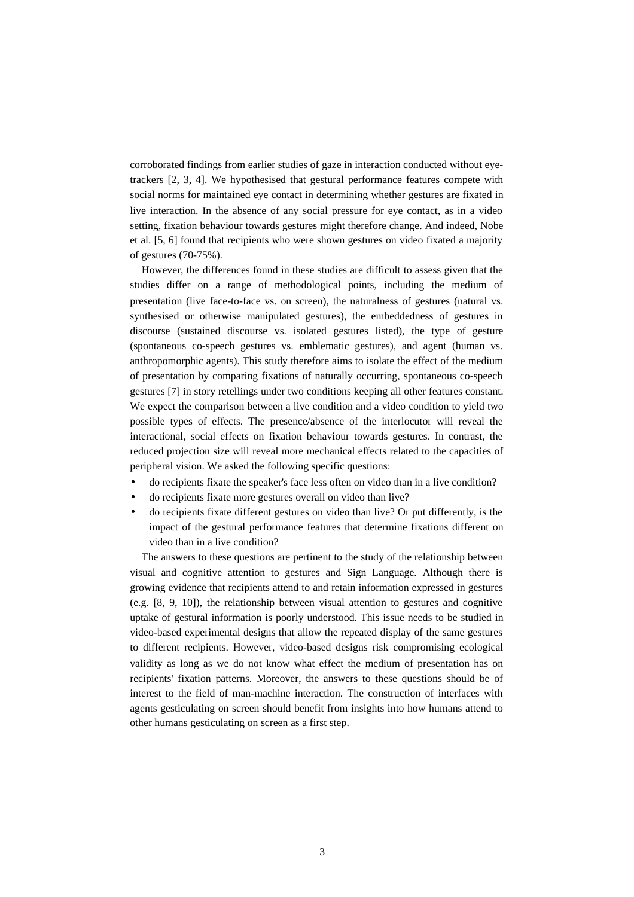corroborated findings from earlier studies of gaze in interaction conducted without eye-trackers [2, 3, 4]. We hypothesised that gestural performance features compete with social norms for maintained eye contact in determining whether gestures are fixated in live interaction. In the absence of any social pressure for eye contact, as in a video setting, fixation behaviour towards gestures might therefore change. And indeed, Nobe et al. [5, 6] found that recipients who were shown gestures on video fixated a majority of gestures (70-75%).

However, the differences found in these studies are difficult to assess given that the studies differ on a range of methodological points, including the medium of presentation (live face-to-face vs. on screen), the naturalness of gestures (natural vs. synthesised or otherwise manipulated gestures), the embeddedness of gestures in discourse (sustained discourse vs. isolated gestures listed), the type of gesture (spontaneous co-speech gestures vs. emblematic gestures), and agent (human vs. anthropomorphic agents). This study therefore aims to isolate the effect of the medium of presentation by comparing fixations of naturally occurring, spontaneous co-speech gestures [7] in story retellings under two conditions keeping all other features constant. We expect the comparison between a live condition and a video condition to yield two possible types of effects. The presence/absence of the interlocutor will reveal the interactional, social effects on fixation behaviour towards gestures. In contrast, the reduced projection size will reveal more mechanical effects related to the capacities of peripheral vision. We asked the following specific questions:

- do recipients fixate the speaker's face less often on video than in a live condition?
- do recipients fixate more gestures overall on video than live?
- do recipients fixate different gestures on video than live? Or put differently, is the impact of the gestural performance features that determine fixations different on video than in a live condition?

The answers to these questions are pertinent to the study of the relationship between visual and cognitive attention to gestures and Sign Language. Although there is growing evidence that recipients attend to and retain information expressed in gestures (e.g. [8, 9, 10]), the relationship between visual attention to gestures and cognitive uptake of gestural information is poorly understood. This issue needs to be studied in video-based experimental designs that allow the repeated display of the same gestures to different recipients. However, video-based designs risk compromising ecological validity as long as we do not know what effect the medium of presentation has on recipients' fixation patterns. Moreover, the answers to these questions should be of interest to the field of man-machine interaction. The construction of interfaces with agents gesticulating on screen should benefit from insights into how humans attend to other humans gesticulating on screen as a first step.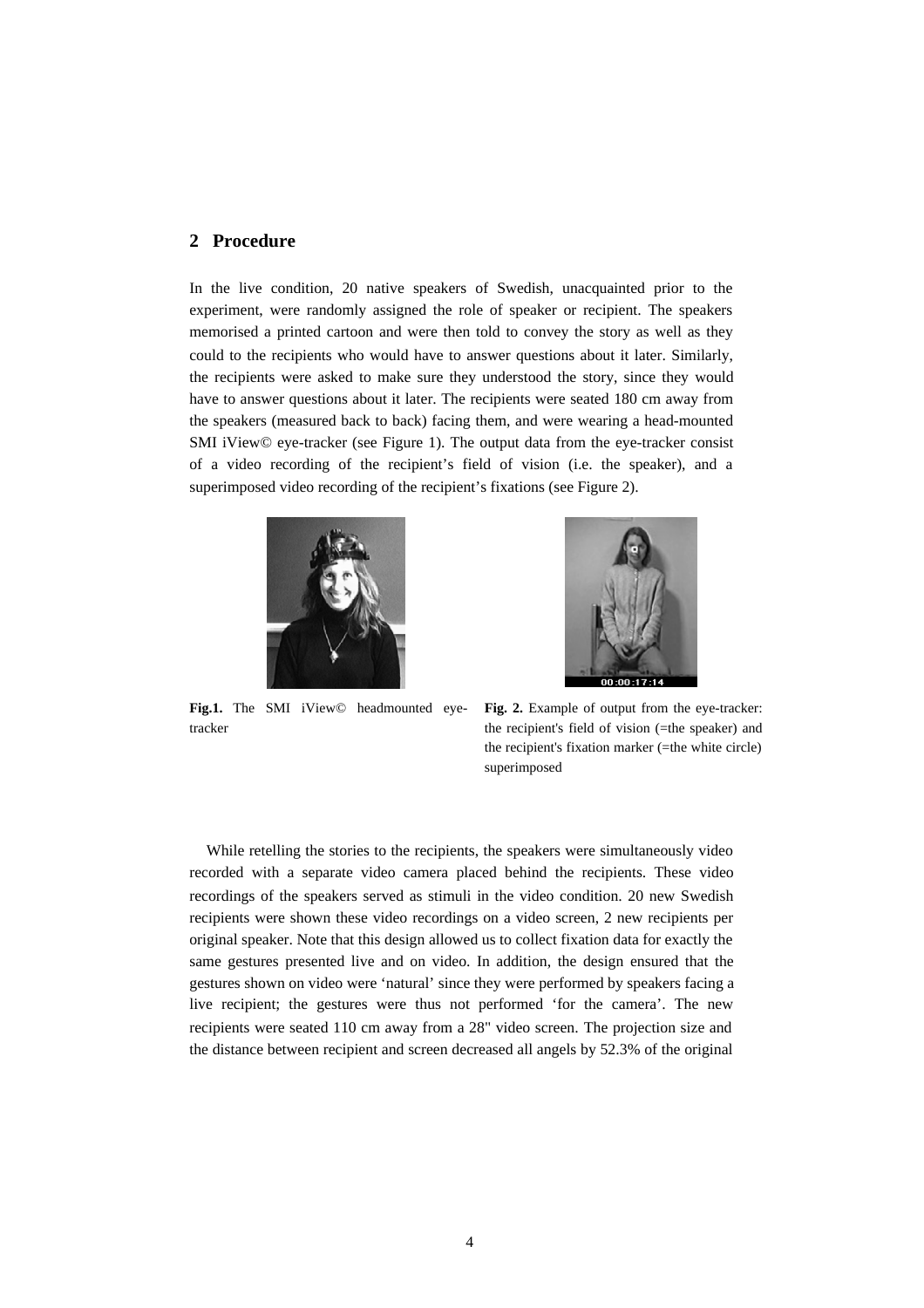## 2 Procedure

In the live condition, 20 native speakers of Swedish, unacquainted prior to the experiment, were randomly assigned the role of speaker or recipient. The speakers memorised a printed cartoon and were then told to convey the story as well as they could to the recipients who would have to answer questions about it later. Similarly, the recipients were asked to make sure they understood the story, since they would have to answer questions about it later. The recipients were seated 180 cm away from the speakers (measured back to back) facing them, and were wearing a head-mounted SMI iView© eye-tracker (see Figure 1). The output data from the eye-tracker consist of a video recording of the recipient's field of vision (i.e. the speaker), and a superimposed video recording of the recipient's fixations (see Figure 2).

**Fig.1.** The SMI iView© headmounted eye-tracker

**Fig. 2.** Example of output from the eye-tracker: the recipient's field of vision (=the speaker) and the recipient's fixation marker (=the white circle) superimposed

While retelling the stories to the recipients, the speakers were simultaneously video recorded with a separate video camera placed behind the recipients. These video recordings of the speakers served as stimuli in the video condition. 20 new Swedish recipients were shown these video recordings on a video screen, 2 new recipients per original speaker. Note that this design allowed us to collect fixation data for exactly the same gestures presented live and on video. In addition, the design ensured that the gestures shown on video were 'natural' since they were performed by speakers facing a live recipient; the gestures were thus not performed 'for the camera'. The new recipients were seated 110 cm away from a 28" video screen. The projection size and the distance between recipient and screen decreased all angels by 52.3% of the original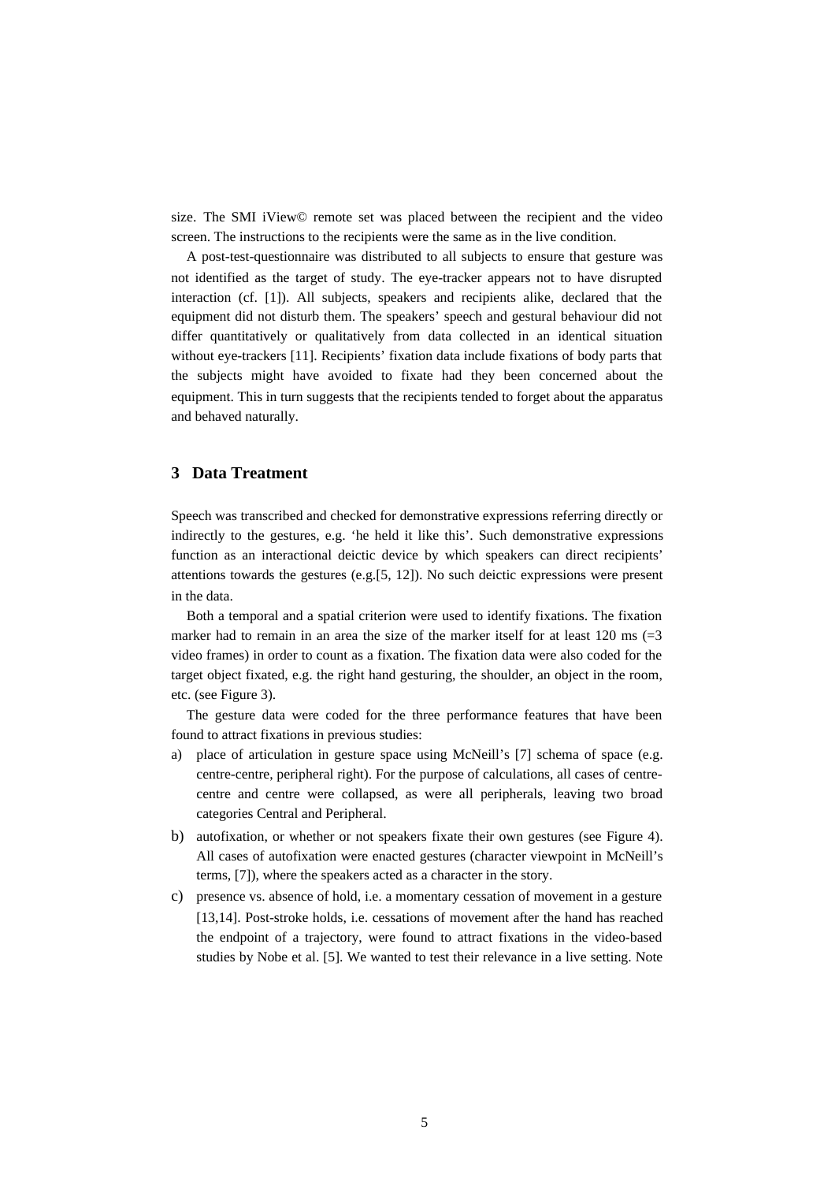size. The SMI iView© remote set was placed between the recipient and the video screen. The instructions to the recipients were the same as in the live condition.

A post-test-questionnaire was distributed to all subjects to ensure that gesture was not identified as the target of study. The eye-tracker appears not to have disrupted interaction (cf. [1]). All subjects, speakers and recipients alike, declared that the equipment did not disturb them. The speakers' speech and gestural behaviour did not differ quantitatively or qualitatively from data collected in an identical situation without eye-trackers [11]. Recipients' fixation data include fixations of body parts that the subjects might have avoided to fixate had they been concerned about the equipment. This in turn suggests that the recipients tended to forget about the apparatus and behaved naturally.

## 3 Data Treatment

Speech was transcribed and checked for demonstrative expressions referring directly or indirectly to the gestures, e.g. 'he held it like this'. Such demonstrative expressions function as an interactional deictic device by which speakers can direct recipients' attentions towards the gestures (e.g.[5, 12]). No such deictic expressions were present in the data.

Both a temporal and a spatial criterion were used to identify fixations. The fixation marker had to remain in an area the size of the marker itself for at least 120 ms (=3 video frames) in order to count as a fixation. The fixation data were also coded for the target object fixated, e.g. the right hand gesturing, the shoulder, an object in the room, etc. (see Figure 3).

The gesture data were coded for the three performance features that have been found to attract fixations in previous studies:

a) place of articulation in gesture space using McNeill's [7] schema of space (e.g. centre-centre, peripheral right). For the purpose of calculations, all cases of centre-centre and centre were collapsed, as were all peripherals, leaving two broad categories Central and Peripheral.
b) autofixation, or whether or not speakers fixate their own gestures (see Figure 4). All cases of autofixation were enacted gestures (character viewpoint in McNeill's terms, [7]), where the speakers acted as a character in the story.
c) presence vs. absence of hold, i.e. a momentary cessation of movement in a gesture [13,14]. Post-stroke holds, i.e. cessations of movement after the hand has reached the endpoint of a trajectory, were found to attract fixations in the video-based studies by Nobe et al. [5]. We wanted to test their relevance in a live setting. Note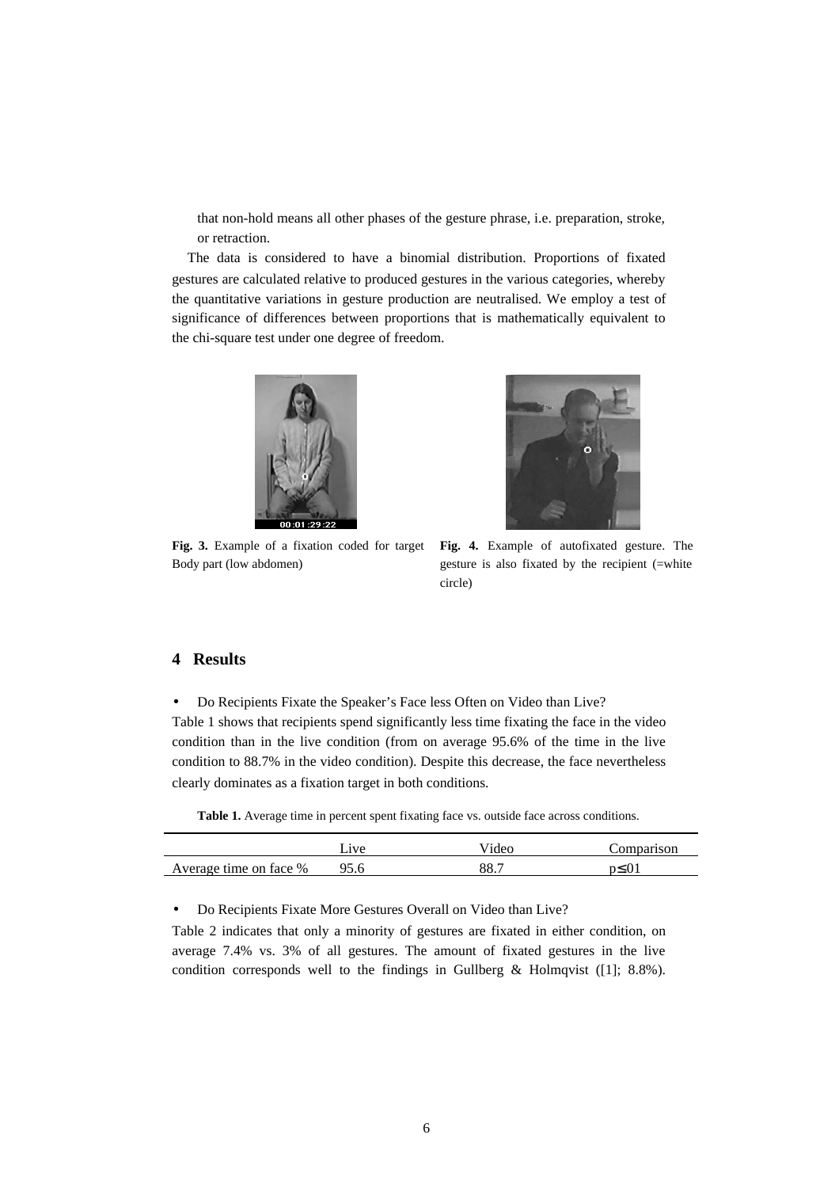that non-hold means all other phases of the gesture phrase, i.e. preparation, stroke, or retraction.

The data is considered to have a binomial distribution. Proportions of fixated gestures are calculated relative to produced gestures in the various categories, whereby the quantitative variations in gesture production are neutralised. We employ a test of significance of differences between proportions that is mathematically equivalent to the chi-square test under one degree of freedom.

**Fig. 3.** Example of a fixation coded for target Body part (low abdomen)

**Fig. 4.** Example of autofixated gesture. The gesture is also fixated by the recipient (=white circle)

## 4 Results

- Do Recipients Fixate the Speaker's Face less Often on Video than Live?

Table 1 shows that recipients spend significantly less time fixating the face in the video condition than in the live condition (from on average 95.6% of the time in the live condition to 88.7% in the video condition). Despite this decrease, the face nevertheless clearly dominates as a fixation target in both conditions.

**Table 1.** Average time in percent spent fixating face vs. outside face across conditions.

| | Live | Video | Comparison |
|---|---|---|---|
| Average time on face % | 95.6 | 88.7 | $p \leq .01$ |

- Do Recipients Fixate More Gestures Overall on Video than Live?

Table 2 indicates that only a minority of gestures are fixated in either condition, on average 7.4% vs. 3% of all gestures. The amount of fixated gestures in the live condition corresponds well to the findings in Gullberg & Holmqvist ([1]; 8.8%).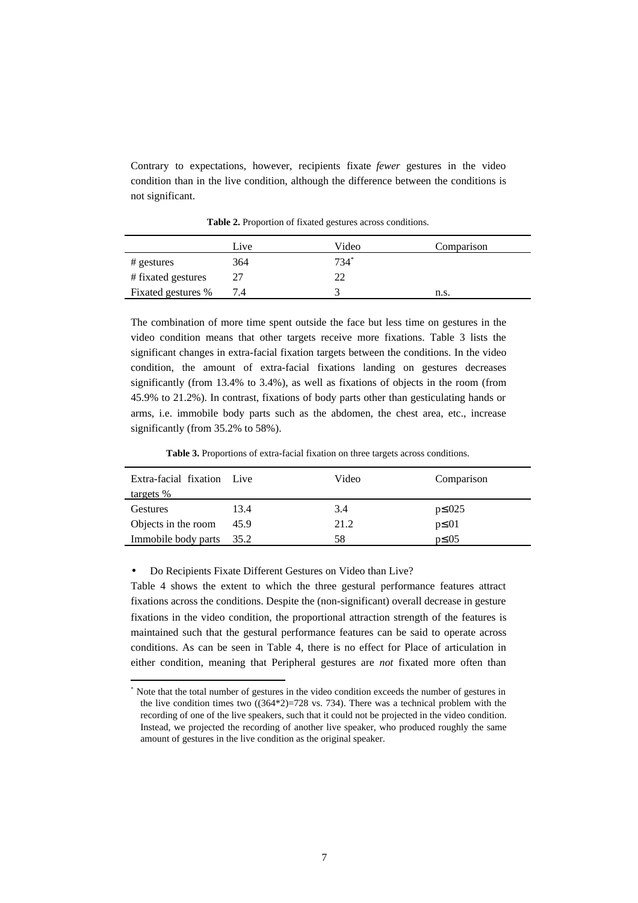Contrary to expectations, however, recipients fixate *fewer* gestures in the video condition than in the live condition, although the difference between the conditions is not significant.

**Table 2.** Proportion of fixated gestures across conditions.

| | Live | Video | Comparison |
|---|---|---|---|
| # gestures | 364 | 734[*] | |
| # fixated gestures | 27 | 22 | |
| Fixated gestures % | 7.4 | 3 | n.s. |

The combination of more time spent outside the face but less time on gestures in the video condition means that other targets receive more fixations. Table 3 lists the significant changes in extra-facial fixation targets between the conditions. In the video condition, the amount of extra-facial fixations landing on gestures decreases significantly (from 13.4% to 3.4%), as well as fixations of objects in the room (from 45.9% to 21.2%). In contrast, fixations of body parts other than gesticulating hands or arms, i.e. immobile body parts such as the abdomen, the chest area, etc., increase significantly (from 35.2% to 58%).

**Table 3.** Proportions of extra-facial fixation on three targets across conditions.

| Extra-facial fixation targets % | Live | Video | Comparison |
|---|---|---|---|
| Gestures | 13.4 | 3.4 | $p \leq .025$ |
| Objects in the room | 45.9 | 21.2 | $p \leq .01$ |
| Immobile body parts | 35.2 | 58 | $p \leq .05$ |

- Do Recipients Fixate Different Gestures on Video than Live?

Table 4 shows the extent to which the three gestural performance features attract fixations across the conditions. Despite the (non-significant) overall decrease in gesture fixations in the video condition, the proportional attraction strength of the features is maintained such that the gestural performance features can be said to operate across conditions. As can be seen in Table 4, there is no effect for Place of articulation in either condition, meaning that Peripheral gestures are *not* fixated more often than

[*] Note that the total number of gestures in the video condition exceeds the number of gestures in the live condition times two ((364*2)=728 vs. 734). There was a technical problem with the recording of one of the live speakers, such that it could not be projected in the video condition. Instead, we projected the recording of another live speaker, who produced roughly the same amount of gestures in the live condition as the original speaker.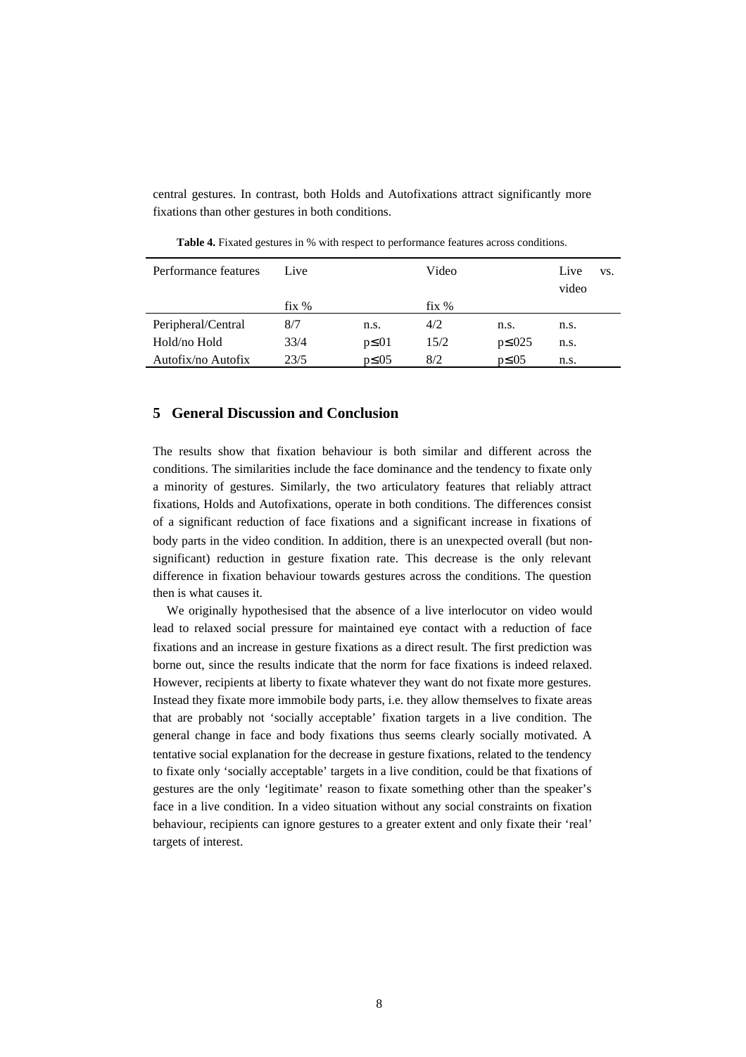central gestures. In contrast, both Holds and Autofixations attract significantly more fixations than other gestures in both conditions.

**Table 4.** Fixated gestures in % with respect to performance features across conditions.

| Performance features | Live | | Video | | Live vs. video |
|---|---|---|---|---|---|
| | fix % | | fix % | | |
| Peripheral/Central | 8/7 | n.s. | 4/2 | n.s. | n.s. |
| Hold/no Hold | 33/4 | $p \leq .01$ | 15/2 | $p \leq .025$ | n.s. |
| Autofix/no Autofix | 23/5 | $p \leq .05$ | 8/2 | $p \leq .05$ | n.s. |

## 5 General Discussion and Conclusion

The results show that fixation behaviour is both similar and different across the conditions. The similarities include the face dominance and the tendency to fixate only a minority of gestures. Similarly, the two articulatory features that reliably attract fixations, Holds and Autofixations, operate in both conditions. The differences consist of a significant reduction of face fixations and a significant increase in fixations of body parts in the video condition. In addition, there is an unexpected overall (but non-significant) reduction in gesture fixation rate. This decrease is the only relevant difference in fixation behaviour towards gestures across the conditions. The question then is what causes it.

We originally hypothesised that the absence of a live interlocutor on video would lead to relaxed social pressure for maintained eye contact with a reduction of face fixations and an increase in gesture fixations as a direct result. The first prediction was borne out, since the results indicate that the norm for face fixations is indeed relaxed. However, recipients at liberty to fixate whatever they want do not fixate more gestures. Instead they fixate more immobile body parts, i.e. they allow themselves to fixate areas that are probably not 'socially acceptable' fixation targets in a live condition. The general change in face and body fixations thus seems clearly socially motivated. A tentative social explanation for the decrease in gesture fixations, related to the tendency to fixate only 'socially acceptable' targets in a live condition, could be that fixations of gestures are the only 'legitimate' reason to fixate something other than the speaker's face in a live condition. In a video situation without any social constraints on fixation behaviour, recipients can ignore gestures to a greater extent and only fixate their 'real' targets of interest.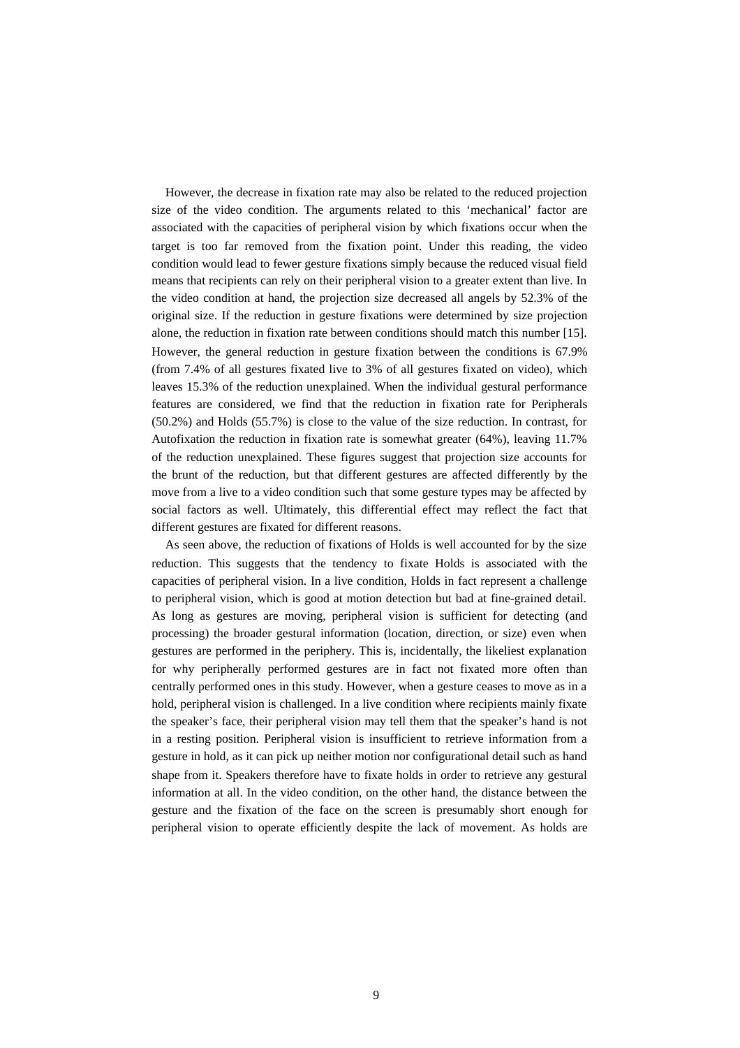However, the decrease in fixation rate may also be related to the reduced projection size of the video condition. The arguments related to this 'mechanical' factor are associated with the capacities of peripheral vision by which fixations occur when the target is too far removed from the fixation point. Under this reading, the video condition would lead to fewer gesture fixations simply because the reduced visual field means that recipients can rely on their peripheral vision to a greater extent than live. In the video condition at hand, the projection size decreased all angels by 52.3% of the original size. If the reduction in gesture fixations were determined by size projection alone, the reduction in fixation rate between conditions should match this number [15]. However, the general reduction in gesture fixation between the conditions is 67.9% (from 7.4% of all gestures fixated live to 3% of all gestures fixated on video), which leaves 15.3% of the reduction unexplained. When the individual gestural performance features are considered, we find that the reduction in fixation rate for Peripherals (50.2%) and Holds (55.7%) is close to the value of the size reduction. In contrast, for Autofixation the reduction in fixation rate is somewhat greater (64%), leaving 11.7% of the reduction unexplained. These figures suggest that projection size accounts for the brunt of the reduction, but that different gestures are affected differently by the move from a live to a video condition such that some gesture types may be affected by social factors as well. Ultimately, this differential effect may reflect the fact that different gestures are fixated for different reasons.

As seen above, the reduction of fixations of Holds is well accounted for by the size reduction. This suggests that the tendency to fixate Holds is associated with the capacities of peripheral vision. In a live condition, Holds in fact represent a challenge to peripheral vision, which is good at motion detection but bad at fine-grained detail. As long as gestures are moving, peripheral vision is sufficient for detecting (and processing) the broader gestural information (location, direction, or size) even when gestures are performed in the periphery. This is, incidentally, the likeliest explanation for why peripherally performed gestures are in fact not fixated more often than centrally performed ones in this study. However, when a gesture ceases to move as in a hold, peripheral vision is challenged. In a live condition where recipients mainly fixate the speaker's face, their peripheral vision may tell them that the speaker's hand is not in a resting position. Peripheral vision is insufficient to retrieve information from a gesture in hold, as it can pick up neither motion nor configurational detail such as hand shape from it. Speakers therefore have to fixate holds in order to retrieve any gestural information at all. In the video condition, on the other hand, the distance between the gesture and the fixation of the face on the screen is presumably short enough for peripheral vision to operate efficiently despite the lack of movement. As holds are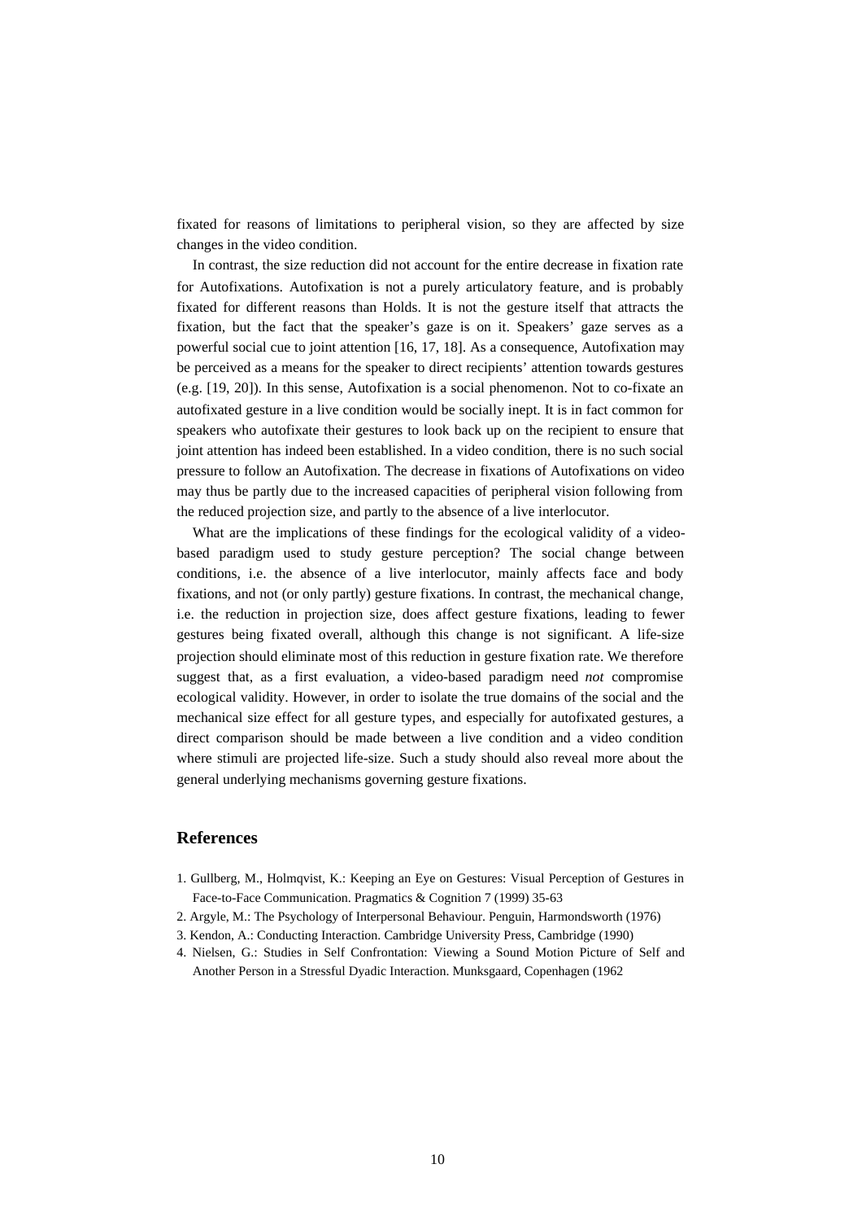fixated for reasons of limitations to peripheral vision, so they are affected by size changes in the video condition.

In contrast, the size reduction did not account for the entire decrease in fixation rate for Autofixations. Autofixation is not a purely articulatory feature, and is probably fixated for different reasons than Holds. It is not the gesture itself that attracts the fixation, but the fact that the speaker's gaze is on it. Speakers' gaze serves as a powerful social cue to joint attention [16, 17, 18]. As a consequence, Autofixation may be perceived as a means for the speaker to direct recipients' attention towards gestures (e.g. [19, 20]). In this sense, Autofixation is a social phenomenon. Not to co-fixate an autofixated gesture in a live condition would be socially inept. It is in fact common for speakers who autofixate their gestures to look back up on the recipient to ensure that joint attention has indeed been established. In a video condition, there is no such social pressure to follow an Autofixation. The decrease in fixations of Autofixations on video may thus be partly due to the increased capacities of peripheral vision following from the reduced projection size, and partly to the absence of a live interlocutor.

What are the implications of these findings for the ecological validity of a video-based paradigm used to study gesture perception? The social change between conditions, i.e. the absence of a live interlocutor, mainly affects face and body fixations, and not (or only partly) gesture fixations. In contrast, the mechanical change, i.e. the reduction in projection size, does affect gesture fixations, leading to fewer gestures being fixated overall, although this change is not significant. A life-size projection should eliminate most of this reduction in gesture fixation rate. We therefore suggest that, as a first evaluation, a video-based paradigm need *not* compromise ecological validity. However, in order to isolate the true domains of the social and the mechanical size effect for all gesture types, and especially for autofixated gestures, a direct comparison should be made between a live condition and a video condition where stimuli are projected life-size. Such a study should also reveal more about the general underlying mechanisms governing gesture fixations.

## References

1. Gullberg, M., Holmqvist, K.: Keeping an Eye on Gestures: Visual Perception of Gestures in Face-to-Face Communication. Pragmatics & Cognition 7 (1999) 35-63
2. Argyle, M.: The Psychology of Interpersonal Behaviour. Penguin, Harmondsworth (1976)
3. Kendon, A.: Conducting Interaction. Cambridge University Press, Cambridge (1990)
4. Nielsen, G.: Studies in Self Confrontation: Viewing a Sound Motion Picture of Self and Another Person in a Stressful Dyadic Interaction. Munksgaard, Copenhagen (1962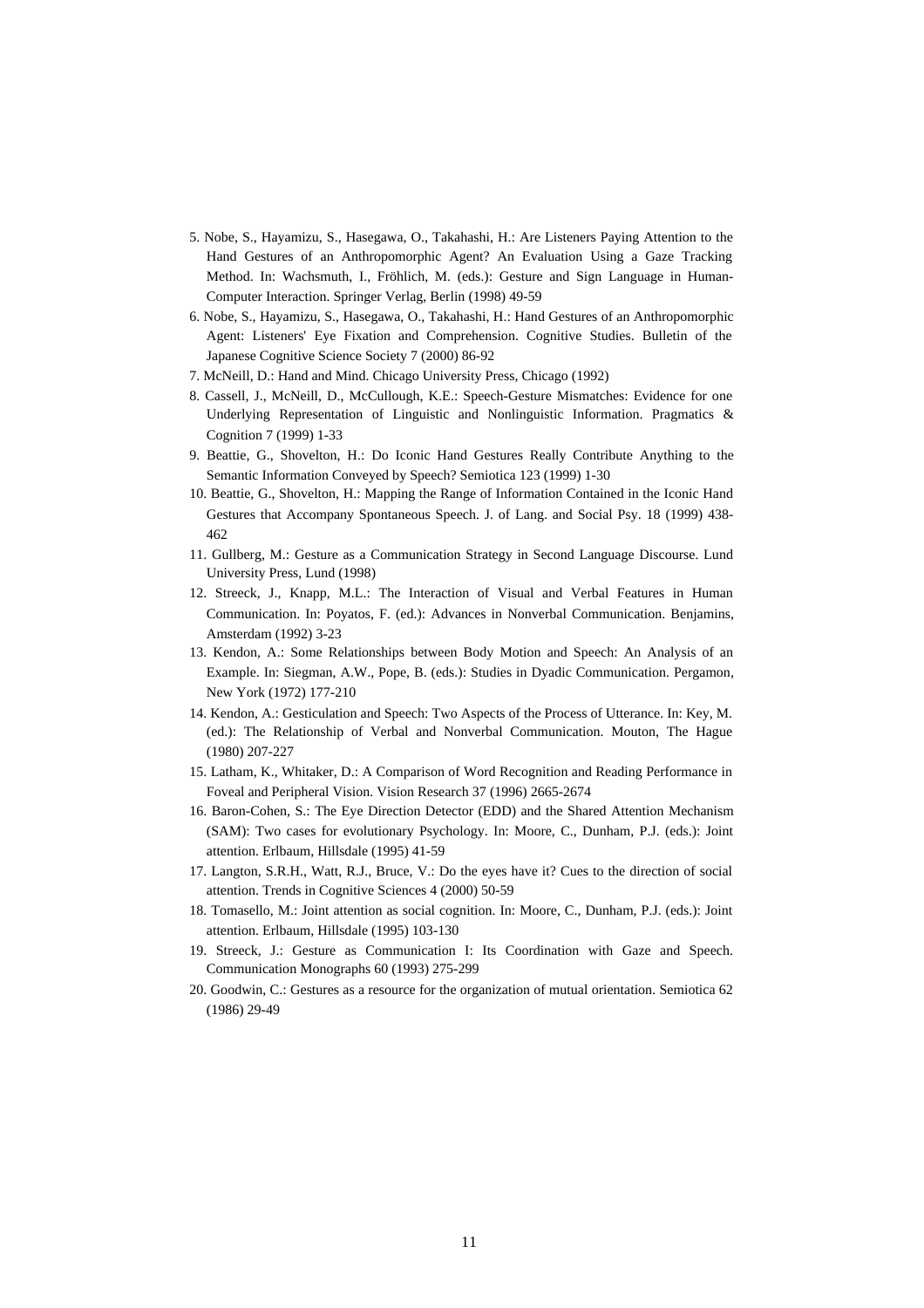5. Nobe, S., Hayamizu, S., Hasegawa, O., Takahashi, H.: Are Listeners Paying Attention to the Hand Gestures of an Anthropomorphic Agent? An Evaluation Using a Gaze Tracking Method. In: Wachsmuth, I., Fröhlich, M. (eds.): Gesture and Sign Language in Human-Computer Interaction. Springer Verlag, Berlin (1998) 49-59
6. Nobe, S., Hayamizu, S., Hasegawa, O., Takahashi, H.: Hand Gestures of an Anthropomorphic Agent: Listeners' Eye Fixation and Comprehension. Cognitive Studies. Bulletin of the Japanese Cognitive Science Society 7 (2000) 86-92
7. McNeill, D.: Hand and Mind. Chicago University Press, Chicago (1992)
8. Cassell, J., McNeill, D., McCullough, K.E.: Speech-Gesture Mismatches: Evidence for one Underlying Representation of Linguistic and Nonlinguistic Information. Pragmatics & Cognition 7 (1999) 1-33
9. Beattie, G., Shovelton, H.: Do Iconic Hand Gestures Really Contribute Anything to the Semantic Information Conveyed by Speech? Semiotica 123 (1999) 1-30
10. Beattie, G., Shovelton, H.: Mapping the Range of Information Contained in the Iconic Hand Gestures that Accompany Spontaneous Speech. J. of Lang. and Social Psy. 18 (1999) 438-462
11. Gullberg, M.: Gesture as a Communication Strategy in Second Language Discourse. Lund University Press, Lund (1998)
12. Streeck, J., Knapp, M.L.: The Interaction of Visual and Verbal Features in Human Communication. In: Poyatos, F. (ed.): Advances in Nonverbal Communication. Benjamins, Amsterdam (1992) 3-23
13. Kendon, A.: Some Relationships between Body Motion and Speech: An Analysis of an Example. In: Siegman, A.W., Pope, B. (eds.): Studies in Dyadic Communication. Pergamon, New York (1972) 177-210
14. Kendon, A.: Gesticulation and Speech: Two Aspects of the Process of Utterance. In: Key, M. (ed.): The Relationship of Verbal and Nonverbal Communication. Mouton, The Hague (1980) 207-227
15. Latham, K., Whitaker, D.: A Comparison of Word Recognition and Reading Performance in Foveal and Peripheral Vision. Vision Research 37 (1996) 2665-2674
16. Baron-Cohen, S.: The Eye Direction Detector (EDD) and the Shared Attention Mechanism (SAM): Two cases for evolutionary Psychology. In: Moore, C., Dunham, P.J. (eds.): Joint attention. Erlbaum, Hillsdale (1995) 41-59
17. Langton, S.R.H., Watt, R.J., Bruce, V.: Do the eyes have it? Cues to the direction of social attention. Trends in Cognitive Sciences 4 (2000) 50-59
18. Tomasello, M.: Joint attention as social cognition. In: Moore, C., Dunham, P.J. (eds.): Joint attention. Erlbaum, Hillsdale (1995) 103-130
19. Streeck, J.: Gesture as Communication I: Its Coordination with Gaze and Speech. Communication Monographs 60 (1993) 275-299
20. Goodwin, C.: Gestures as a resource for the organization of mutual orientation. Semiotica 62 (1986) 29-49